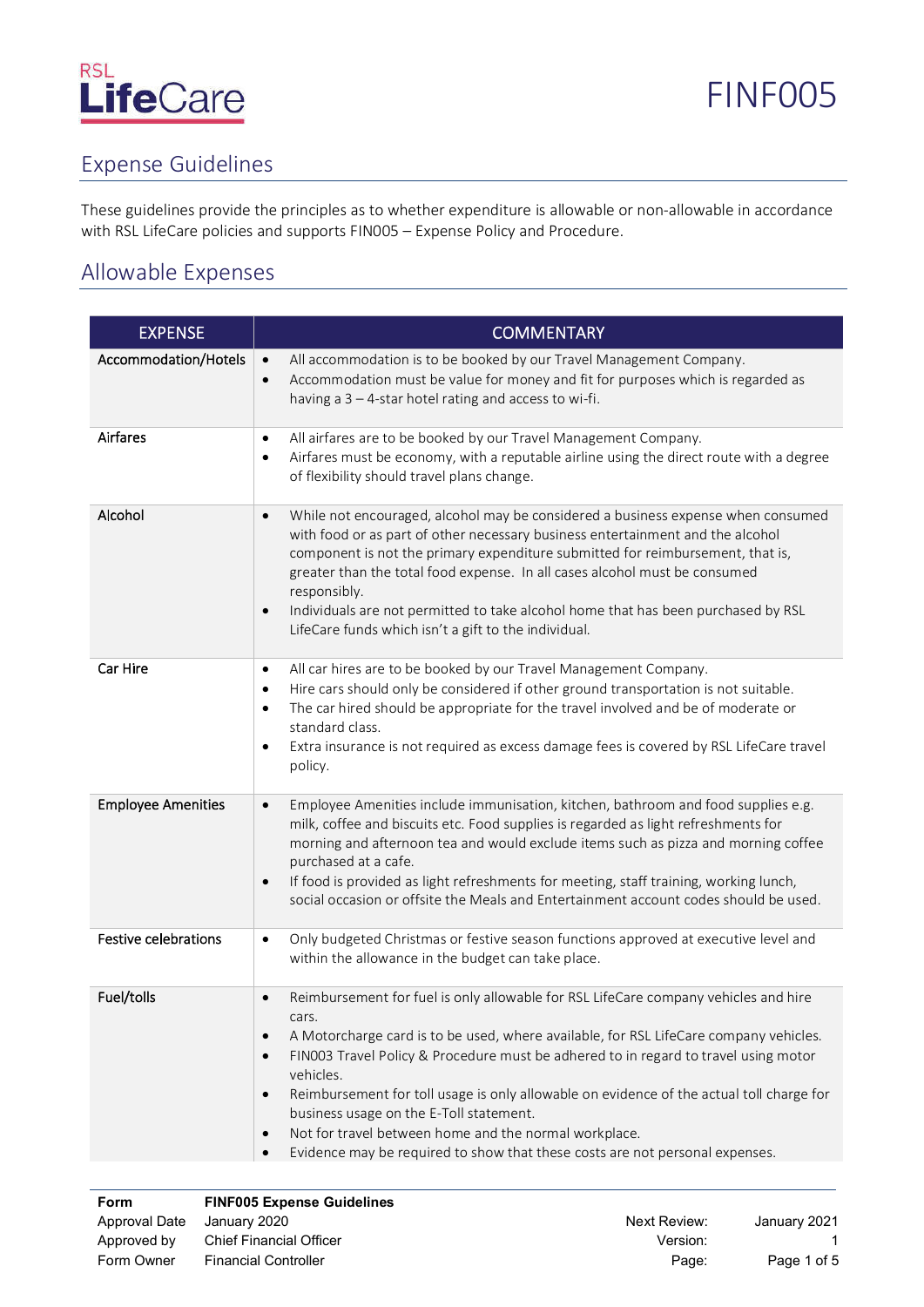RSL LifeCare

FINF005

# Expense Guidelines

These guidelines provide the principles as to whether expenditure is allowable or non-allowable in accordance with RSL LifeCare policies and supports FIN005 – Expense Policy and Procedure.

## Allowable Expenses

| EXPENSE | COMMENTARY |
|---|---|
| Accommodation/Hotels | • All accommodation is to be booked by our Travel Management Company.<br>• Accommodation must be value for money and fit for purposes which is regarded as having a 3 – 4-star hotel rating and access to wi-fi. |
| Airfares | • All airfares are to be booked by our Travel Management Company.<br>• Airfares must be economy, with a reputable airline using the direct route with a degree of flexibility should travel plans change. |
| Alcohol | • While not encouraged, alcohol may be considered a business expense when consumed with food or as part of other necessary business entertainment and the alcohol component is not the primary expenditure submitted for reimbursement, that is, greater than the total food expense. In all cases alcohol must be consumed responsibly.<br>• Individuals are not permitted to take alcohol home that has been purchased by RSL LifeCare funds which isn't a gift to the individual. |
| Car Hire | • All car hires are to be booked by our Travel Management Company.<br>• Hire cars should only be considered if other ground transportation is not suitable.<br>• The car hired should be appropriate for the travel involved and be of moderate or standard class.<br>• Extra insurance is not required as excess damage fees is covered by RSL LifeCare travel policy. |
| Employee Amenities | • Employee Amenities include immunisation, kitchen, bathroom and food supplies e.g. milk, coffee and biscuits etc. Food supplies is regarded as light refreshments for morning and afternoon tea and would exclude items such as pizza and morning coffee purchased at a cafe.<br>• If food is provided as light refreshments for meeting, staff training, working lunch, social occasion or offsite the Meals and Entertainment account codes should be used. |
| Festive celebrations | • Only budgeted Christmas or festive season functions approved at executive level and within the allowance in the budget can take place. |
| Fuel/tolls | • Reimbursement for fuel is only allowable for RSL LifeCare company vehicles and hire cars.<br>• A Motorcharge card is to be used, where available, for RSL LifeCare company vehicles.<br>• FIN003 Travel Policy & Procedure must be adhered to in regard to travel using motor vehicles.<br>• Reimbursement for toll usage is only allowable on evidence of the actual toll charge for business usage on the E-Toll statement.<br>• Not for travel between home and the normal workplace.<br>• Evidence may be required to show that these costs are not personal expenses. |

| | | | |
|---|---|---|---|
| **Form** | **FINF005 Expense Guidelines** | | |
| Approval Date | January 2020 | Next Review: | January 2021 |
| Approved by | Chief Financial Officer | Version: | 1 |
| Form Owner | Financial Controller | | |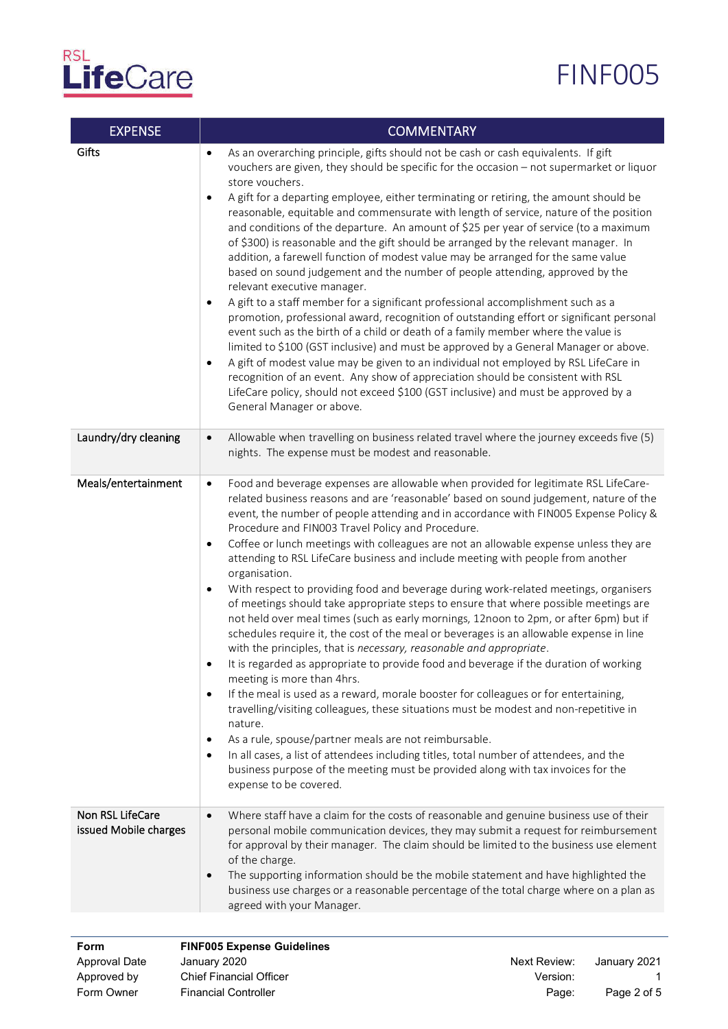| EXPENSE | COMMENTARY |
|---|---|
| Gifts | • As an overarching principle, gifts should not be cash or cash equivalents. If gift vouchers are given, they should be specific for the occasion – not supermarket or liquor store vouchers.<br>• A gift for a departing employee, either terminating or retiring, the amount should be reasonable, equitable and commensurate with length of service, nature of the position and conditions of the departure. An amount of $25 per year of service (to a maximum of $300) is reasonable and the gift should be arranged by the relevant manager. In addition, a farewell function of modest value may be arranged for the same value based on sound judgement and the number of people attending, approved by the relevant executive manager.<br>• A gift to a staff member for a significant professional accomplishment such as a promotion, professional award, recognition of outstanding effort or significant personal event such as the birth of a child or death of a family member where the value is limited to $100 (GST inclusive) and must be approved by a General Manager or above.<br>• A gift of modest value may be given to an individual not employed by RSL LifeCare in recognition of an event. Any show of appreciation should be consistent with RSL LifeCare policy, should not exceed $100 (GST inclusive) and must be approved by a General Manager or above. |
| Laundry/dry cleaning | • Allowable when travelling on business related travel where the journey exceeds five (5) nights. The expense must be modest and reasonable. |
| Meals/entertainment | • Food and beverage expenses are allowable when provided for legitimate RSL LifeCare-related business reasons and are 'reasonable' based on sound judgement, nature of the event, the number of people attending and in accordance with FIN005 Expense Policy & Procedure and FIN003 Travel Policy and Procedure.<br>• Coffee or lunch meetings with colleagues are not an allowable expense unless they are attending to RSL LifeCare business and include meeting with people from another organisation.<br>• With respect to providing food and beverage during work-related meetings, organisers of meetings should take appropriate steps to ensure that where possible meetings are not held over meal times (such as early mornings, 12noon to 2pm, or after 6pm) but if schedules require it, the cost of the meal or beverages is an allowable expense in line with the principles, that is *necessary, reasonable and appropriate*.<br>• It is regarded as appropriate to provide food and beverage if the duration of working meeting is more than 4hrs.<br>• If the meal is used as a reward, morale booster for colleagues or for entertaining, travelling/visiting colleagues, these situations must be modest and non-repetitive in nature.<br>• As a rule, spouse/partner meals are not reimbursable.<br>• In all cases, a list of attendees including titles, total number of attendees, and the business purpose of the meeting must be provided along with tax invoices for the expense to be covered. |
| Non RSL LifeCare issued Mobile charges | • Where staff have a claim for the costs of reasonable and genuine business use of their personal mobile communication devices, they may submit a request for reimbursement for approval by their manager. The claim should be limited to the business use element of the charge.<br>• The supporting information should be the mobile statement and have highlighted the business use charges or a reasonable percentage of the total charge where on a plan as agreed with your Manager. |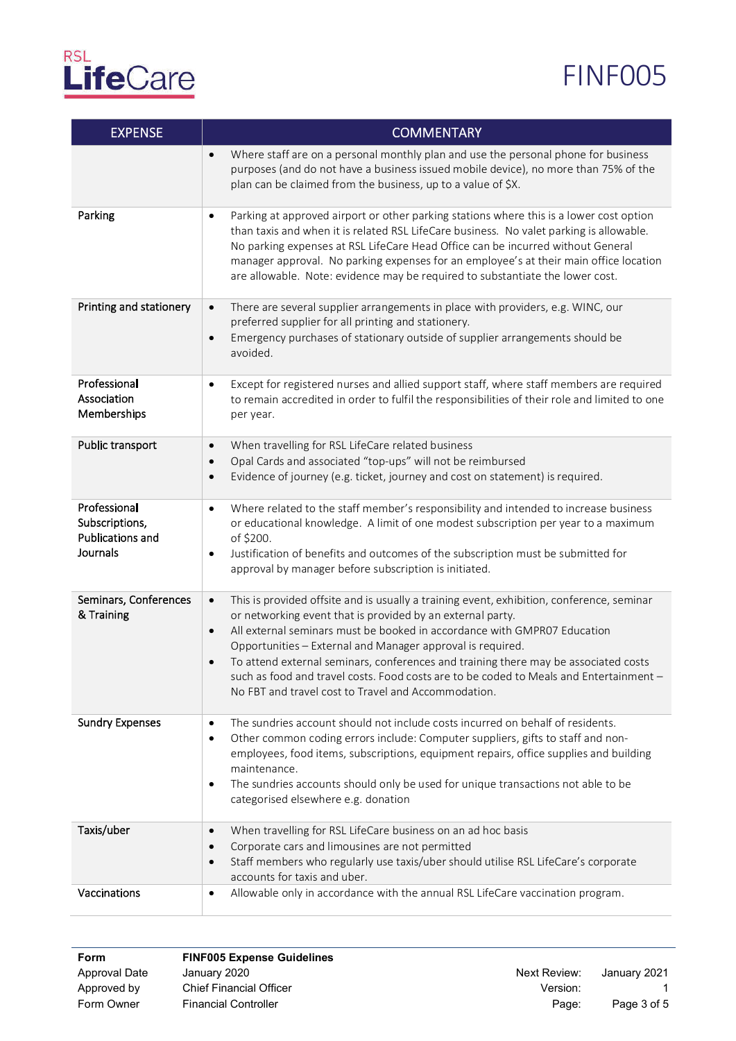| EXPENSE | COMMENTARY |
| --- | --- |
| | • Where staff are on a personal monthly plan and use the personal phone for business purposes (and do not have a business issued mobile device), no more than 75% of the plan can be claimed from the business, up to a value of $X. |
| Parking | • Parking at approved airport or other parking stations where this is a lower cost option than taxis and when it is related RSL LifeCare business. No valet parking is allowable. No parking expenses at RSL LifeCare Head Office can be incurred without General manager approval. No parking expenses for an employee's at their main office location are allowable. Note: evidence may be required to substantiate the lower cost. |
| Printing and stationery | • There are several supplier arrangements in place with providers, e.g. WINC, our preferred supplier for all printing and stationery.<br>• Emergency purchases of stationary outside of supplier arrangements should be avoided. |
| Professional Association Memberships | • Except for registered nurses and allied support staff, where staff members are required to remain accredited in order to fulfil the responsibilities of their role and limited to one per year. |
| Public transport | • When travelling for RSL LifeCare related business<br>• Opal Cards and associated "top-ups" will not be reimbursed<br>• Evidence of journey (e.g. ticket, journey and cost on statement) is required. |
| Professional Subscriptions, Publications and Journals | • Where related to the staff member's responsibility and intended to increase business or educational knowledge. A limit of one modest subscription per year to a maximum of $200.<br>• Justification of benefits and outcomes of the subscription must be submitted for approval by manager before subscription is initiated. |
| Seminars, Conferences & Training | • This is provided offsite and is usually a training event, exhibition, conference, seminar or networking event that is provided by an external party.<br>• All external seminars must be booked in accordance with GMPR07 Education Opportunities – External and Manager approval is required.<br>• To attend external seminars, conferences and training there may be associated costs such as food and travel costs. Food costs are to be coded to Meals and Entertainment – No FBT and travel cost to Travel and Accommodation. |
| Sundry Expenses | • The sundries account should not include costs incurred on behalf of residents.<br>• Other common coding errors include: Computer suppliers, gifts to staff and non-employees, food items, subscriptions, equipment repairs, office supplies and building maintenance.<br>• The sundries accounts should only be used for unique transactions not able to be categorised elsewhere e.g. donation |
| Taxis/uber | • When travelling for RSL LifeCare business on an ad hoc basis<br>• Corporate cars and limousines are not permitted<br>• Staff members who regularly use taxis/uber should utilise RSL LifeCare's corporate accounts for taxis and uber. |
| Vaccinations | • Allowable only in accordance with the annual RSL LifeCare vaccination program. |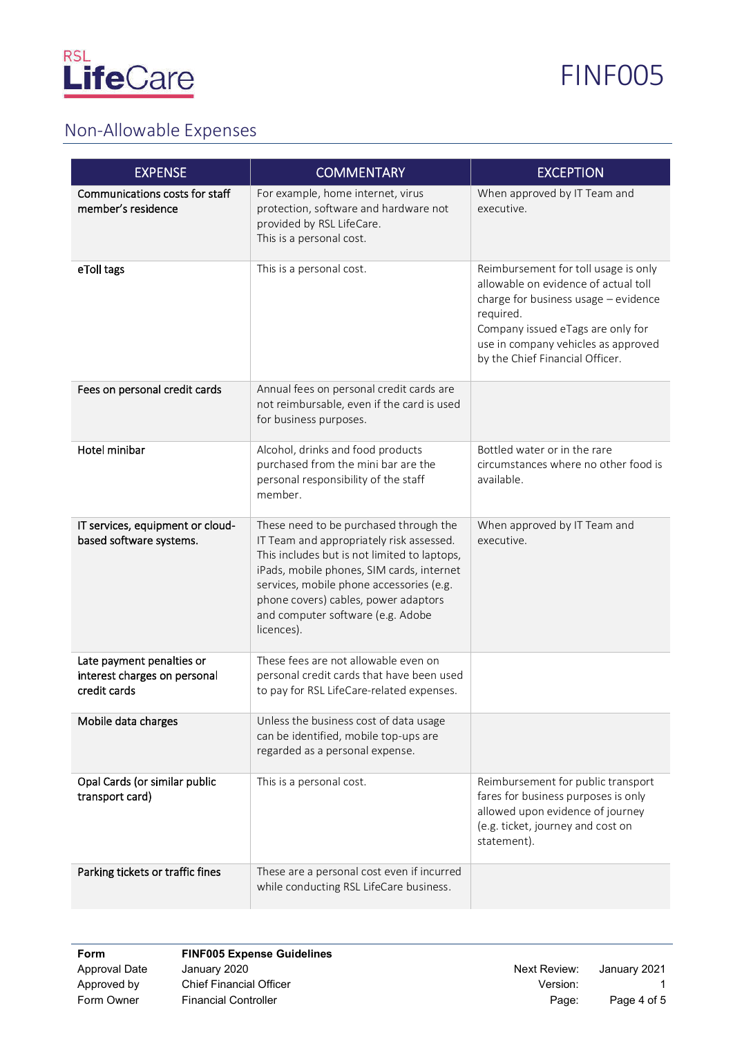## Non-Allowable Expenses

| EXPENSE | COMMENTARY | EXCEPTION |
|---|---|---|
| Communications costs for staff member's residence | For example, home internet, virus protection, software and hardware not provided by RSL LifeCare. This is a personal cost. | When approved by IT Team and executive. |
| eToll tags | This is a personal cost. | Reimbursement for toll usage is only allowable on evidence of actual toll charge for business usage – evidence required. Company issued eTags are only for use in company vehicles as approved by the Chief Financial Officer. |
| Fees on personal credit cards | Annual fees on personal credit cards are not reimbursable, even if the card is used for business purposes. | |
| Hotel minibar | Alcohol, drinks and food products purchased from the mini bar are the personal responsibility of the staff member. | Bottled water or in the rare circumstances where no other food is available. |
| IT services, equipment or cloud-based software systems. | These need to be purchased through the IT Team and appropriately risk assessed. This includes but is not limited to laptops, iPads, mobile phones, SIM cards, internet services, mobile phone accessories (e.g. phone covers) cables, power adaptors and computer software (e.g. Adobe licences). | When approved by IT Team and executive. |
| Late payment penalties or interest charges on personal credit cards | These fees are not allowable even on personal credit cards that have been used to pay for RSL LifeCare-related expenses. | |
| Mobile data charges | Unless the business cost of data usage can be identified, mobile top-ups are regarded as a personal expense. | |
| Opal Cards (or similar public transport card) | This is a personal cost. | Reimbursement for public transport fares for business purposes is only allowed upon evidence of journey (e.g. ticket, journey and cost on statement). |
| Parking tickets or traffic fines | These are a personal cost even if incurred while conducting RSL LifeCare business. | |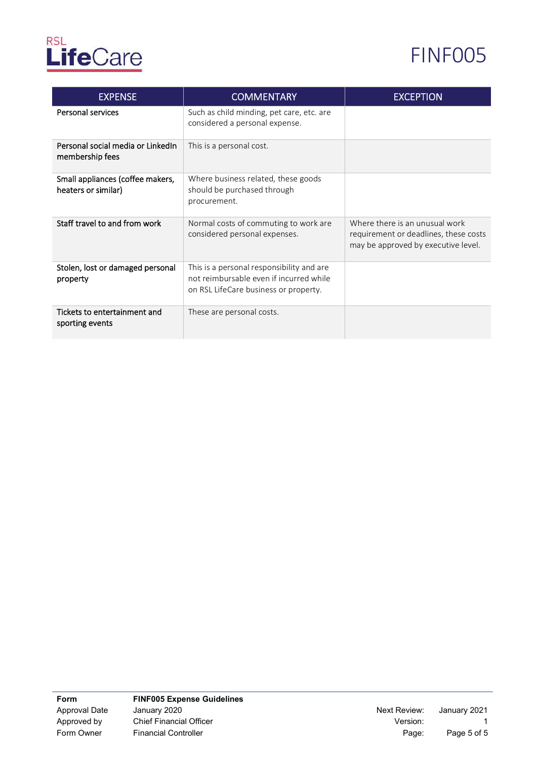| EXPENSE | COMMENTARY | EXCEPTION |
| --- | --- | --- |
| Personal services | Such as child minding, pet care, etc. are considered a personal expense. | |
| Personal social media or LinkedIn membership fees | This is a personal cost. | |
| Small appliances (coffee makers, heaters or similar) | Where business related, these goods should be purchased through procurement. | |
| Staff travel to and from work | Normal costs of commuting to work are considered personal expenses. | Where there is an unusual work requirement or deadlines, these costs may be approved by executive level. |
| Stolen, lost or damaged personal property | This is a personal responsibility and are not reimbursable even if incurred while on RSL LifeCare business or property. | |
| Tickets to entertainment and sporting events | These are personal costs. | |